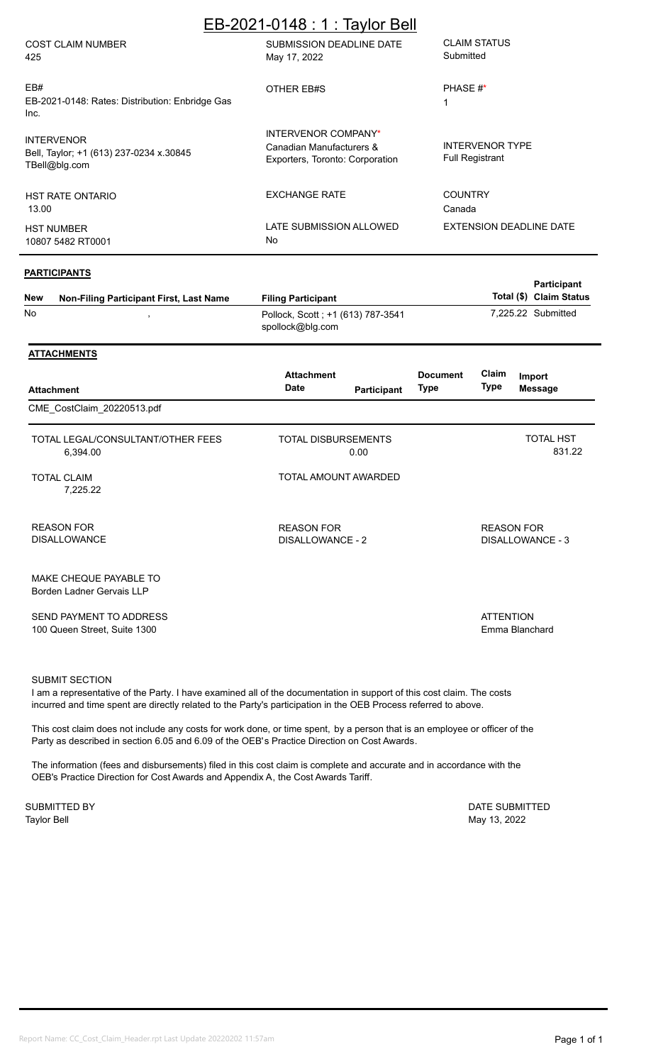# EB-2021-0148 : 1 : Taylor Bell

| COST CLAIM NUMBER | SUBMISSION DEADLINE DATE | CLAIM STATUS |
|---|---|---|
| 425 | May 17, 2022 | Submitted |

| EB# | OTHER EB#S | PHASE #* |
|---|---|---|
| EB-2021-0148: Rates: Distribution: Enbridge Gas Inc. | | 1 |

| INTERVENOR | INTERVENOR COMPANY* | INTERVENOR TYPE |
|---|---|---|
| Bell, Taylor; +1 (613) 237-0234 x.30845 TBell@blg.com | Canadian Manufacturers & Exporters, Toronto: Corporation | Full Registrant |

| HST RATE ONTARIO | EXCHANGE RATE | COUNTRY |
|---|---|---|
| 13.00 | | Canada |

| HST NUMBER | LATE SUBMISSION ALLOWED | EXTENSION DEADLINE DATE |
|---|---|---|
| 10807 5482 RT0001 | No | |

## PARTICIPANTS

| New | Non-Filing Participant First, Last Name | Filing Participant | Participant Total ($) | Claim Status |
|---|---|---|---|---|
| No | , | Pollock, Scott ; +1 (613) 787-3541 spollock@blg.com | 7,225.22 | Submitted |

## ATTACHMENTS

| Attachment | Attachment Date | Participant | Document Type | Claim Type | Import Message |
|---|---|---|---|---|---|
| CME_CostClaim_20220513.pdf | | | | | |

| TOTAL LEGAL/CONSULTANT/OTHER FEES | TOTAL DISBURSEMENTS | TOTAL HST |
|---|---|---|
| 6,394.00 | 0.00 | 831.22 |

| TOTAL CLAIM | TOTAL AMOUNT AWARDED |
|---|---|
| 7,225.22 | |

| REASON FOR DISALLOWANCE | REASON FOR DISALLOWANCE - 2 | REASON FOR DISALLOWANCE - 3 |
|---|---|---|
| | | |

MAKE CHEQUE PAYABLE TO
Borden Ladner Gervais LLP

SEND PAYMENT TO ADDRESS
100 Queen Street, Suite 1300

ATTENTION
Emma Blanchard

SUBMIT SECTION

I am a representative of the Party. I have examined all of the documentation in support of this cost claim. The costs incurred and time spent are directly related to the Party's participation in the OEB Process referred to above.

This cost claim does not include any costs for work done, or time spent, by a person that is an employee or officer of the Party as described in section 6.05 and 6.09 of the OEB's Practice Direction on Cost Awards.

The information (fees and disbursements) filed in this cost claim is complete and accurate and in accordance with the OEB's Practice Direction for Cost Awards and Appendix A, the Cost Awards Tariff.

SUBMITTED BY
Taylor Bell

DATE SUBMITTED
May 13, 2022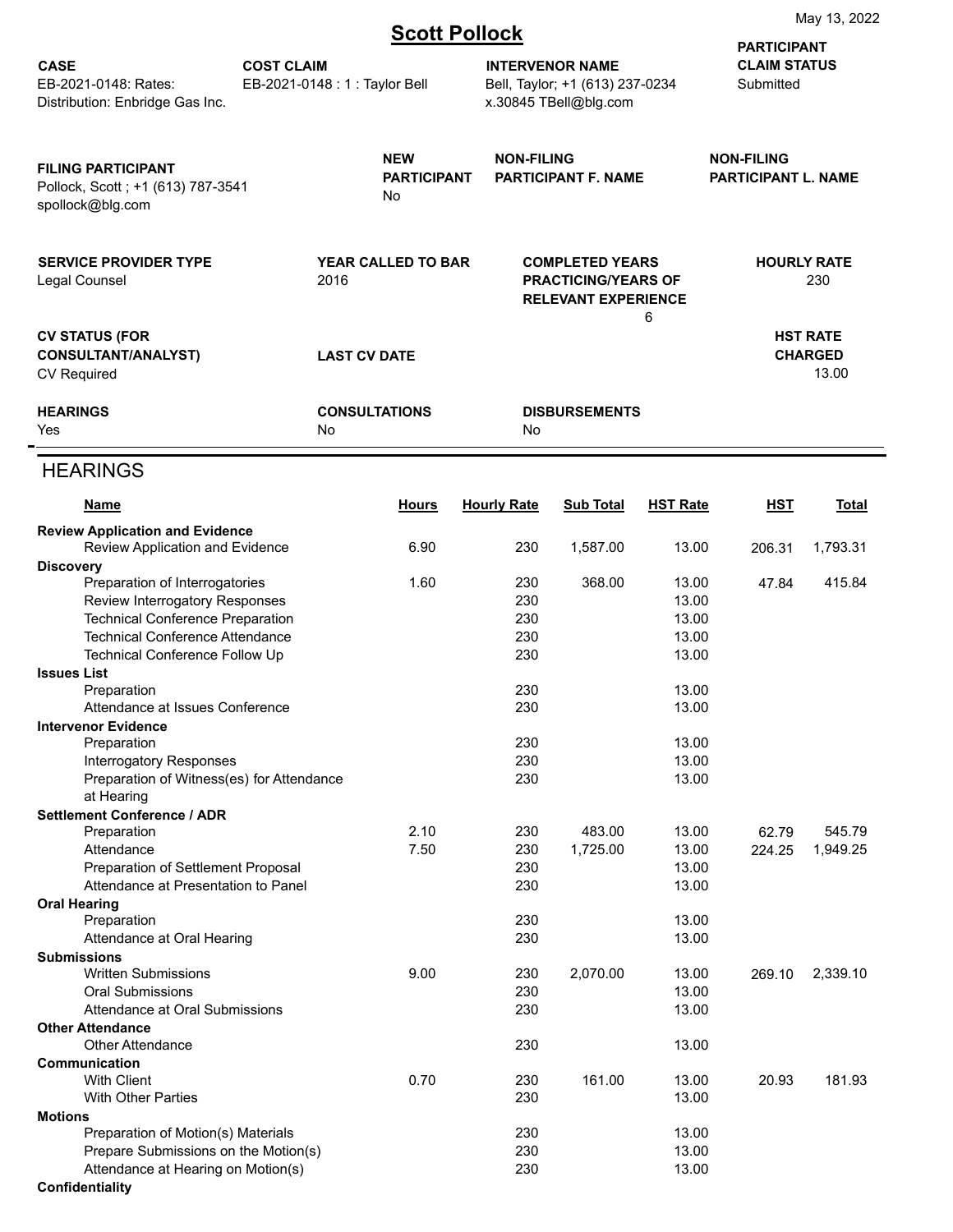May 13, 2022

# Scott Pollock

| CASE | COST CLAIM | INTERVENOR NAME | PARTICIPANT CLAIM STATUS |
|---|---|---|---|
| EB-2021-0148: Rates: Distribution: Enbridge Gas Inc. | EB-2021-0148 : 1 : Taylor Bell | Bell, Taylor; +1 (613) 237-0234 x.30845 TBell@blg.com | Submitted |

| FILING PARTICIPANT | NEW PARTICIPANT | NON-FILING PARTICIPANT F. NAME | NON-FILING PARTICIPANT L. NAME |
|---|---|---|---|
| Pollock, Scott ; +1 (613) 787-3541 spollock@blg.com | No | | |

| SERVICE PROVIDER TYPE | YEAR CALLED TO BAR | COMPLETED YEARS PRACTICING/YEARS OF RELEVANT EXPERIENCE | HOURLY RATE |
|---|---|---|---|
| Legal Counsel | 2016 | 6 | 230 |

| CV STATUS (FOR CONSULTANT/ANALYST) | LAST CV DATE | HST RATE CHARGED |
|---|---|---|
| CV Required | | 13.00 |

| HEARINGS | CONSULTATIONS | DISBURSEMENTS |
|---|---|---|
| Yes | No | No |

## HEARINGS

| Name | Hours | Hourly Rate | Sub Total | HST Rate | HST | Total |
|---|---|---|---|---|---|---|
| **Review Application and Evidence** | | | | | | |
| Review Application and Evidence | 6.90 | 230 | 1,587.00 | 13.00 | 206.31 | 1,793.31 |
| **Discovery** | | | | | | |
| Preparation of Interrogatories | 1.60 | 230 | 368.00 | 13.00 | 47.84 | 415.84 |
| Review Interrogatory Responses | | 230 | | 13.00 | | |
| Technical Conference Preparation | | 230 | | 13.00 | | |
| Technical Conference Attendance | | 230 | | 13.00 | | |
| Technical Conference Follow Up | | 230 | | 13.00 | | |
| **Issues List** | | | | | | |
| Preparation | | 230 | | 13.00 | | |
| Attendance at Issues Conference | | 230 | | 13.00 | | |
| **Intervenor Evidence** | | | | | | |
| Preparation | | 230 | | 13.00 | | |
| Interrogatory Responses | | 230 | | 13.00 | | |
| Preparation of Witness(es) for Attendance at Hearing | | 230 | | 13.00 | | |
| **Settlement Conference / ADR** | | | | | | |
| Preparation | 2.10 | 230 | 483.00 | 13.00 | 62.79 | 545.79 |
| Attendance | 7.50 | 230 | 1,725.00 | 13.00 | 224.25 | 1,949.25 |
| Preparation of Settlement Proposal | | 230 | | 13.00 | | |
| Attendance at Presentation to Panel | | 230 | | 13.00 | | |
| **Oral Hearing** | | | | | | |
| Preparation | | 230 | | 13.00 | | |
| Attendance at Oral Hearing | | 230 | | 13.00 | | |
| **Submissions** | | | | | | |
| Written Submissions | 9.00 | 230 | 2,070.00 | 13.00 | 269.10 | 2,339.10 |
| Oral Submissions | | 230 | | 13.00 | | |
| Attendance at Oral Submissions | | 230 | | 13.00 | | |
| **Other Attendance** | | | | | | |
| Other Attendance | | 230 | | 13.00 | | |
| **Communication** | | | | | | |
| With Client | 0.70 | 230 | 161.00 | 13.00 | 20.93 | 181.93 |
| With Other Parties | | 230 | | 13.00 | | |
| **Motions** | | | | | | |
| Preparation of Motion(s) Materials | | 230 | | 13.00 | | |
| Prepare Submissions on the Motion(s) | | 230 | | 13.00 | | |
| Attendance at Hearing on Motion(s) | | 230 | | 13.00 | | |
| **Confidentiality** | | | | | | |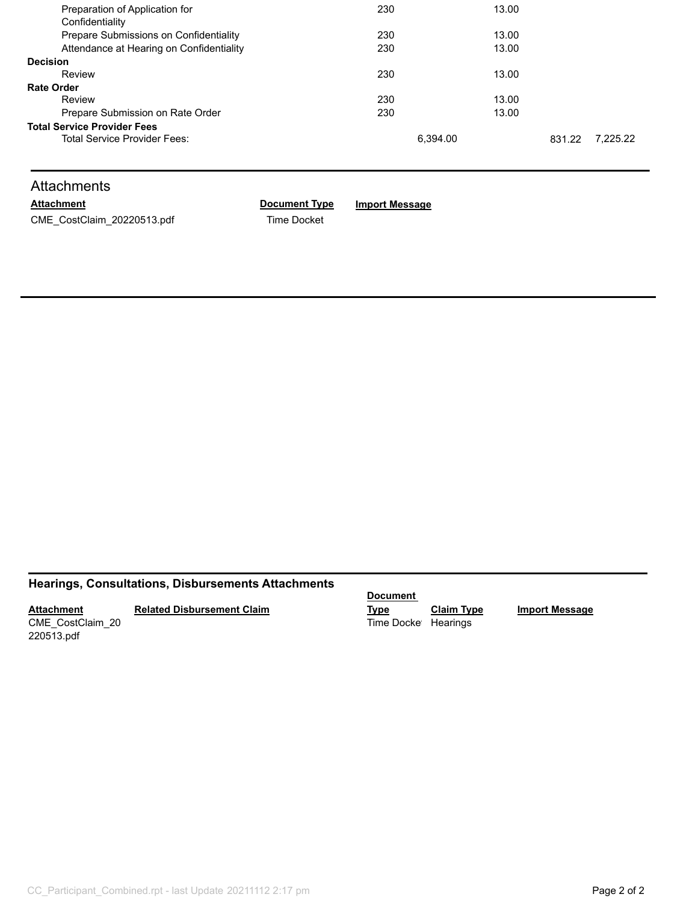| | | | | | |
|---|---|---|---|---|---|
| Preparation of Application for Confidentiality | 230 | | 13.00 | | |
| Prepare Submissions on Confidentiality | 230 | | 13.00 | | |
| Attendance at Hearing on Confidentiality | 230 | | 13.00 | | |
| **Decision** | | | | | |
| Review | 230 | | 13.00 | | |
| **Rate Order** | | | | | |
| Review | 230 | | 13.00 | | |
| Prepare Submission on Rate Order | 230 | | 13.00 | | |
| **Total Service Provider Fees** | | | | | |
| Total Service Provider Fees: | | 6,394.00 | | 831.22 | 7,225.22 |

## Attachments

| Attachment | Document Type | Import Message |
|---|---|---|
| CME_CostClaim_20220513.pdf | Time Docket | |

## Hearings, Consultations, Disbursements Attachments

| Attachment | Related Disbursement Claim | Document Type | Claim Type | Import Message |
|---|---|---|---|---|
| CME_CostClaim_20220513.pdf | | Time Docket | Hearings | |

CC_Participant_Combined.rpt - last Update 20211112 2:17 pm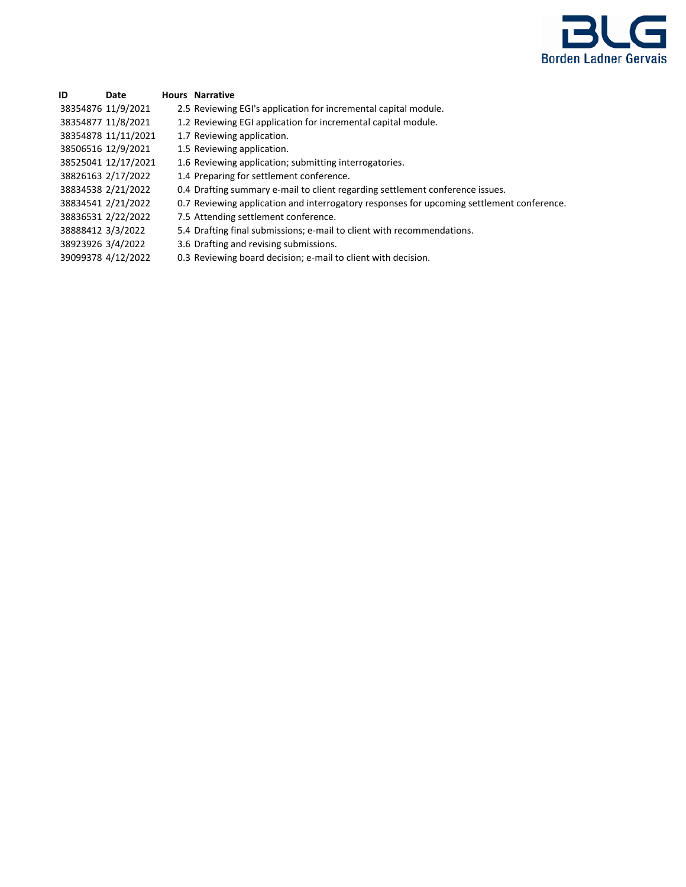Borden Ladner Gervais

| ID | Date | Hours | Narrative |
|---|---|---|---|
| 38354876 | 11/9/2021 | 2.5 | Reviewing EGI's application for incremental capital module. |
| 38354877 | 11/8/2021 | 1.2 | Reviewing EGI application for incremental capital module. |
| 38354878 | 11/11/2021 | 1.7 | Reviewing application. |
| 38506516 | 12/9/2021 | 1.5 | Reviewing application. |
| 38525041 | 12/17/2021 | 1.6 | Reviewing application; submitting interrogatories. |
| 38826163 | 2/17/2022 | 1.4 | Preparing for settlement conference. |
| 38834538 | 2/21/2022 | 0.4 | Drafting summary e-mail to client regarding settlement conference issues. |
| 38834541 | 2/21/2022 | 0.7 | Reviewing application and interrogatory responses for upcoming settlement conference. |
| 38836531 | 2/22/2022 | 7.5 | Attending settlement conference. |
| 38888412 | 3/3/2022 | 5.4 | Drafting final submissions; e-mail to client with recommendations. |
| 38923926 | 3/4/2022 | 3.6 | Drafting and revising submissions. |
| 39099378 | 4/12/2022 | 0.3 | Reviewing board decision; e-mail to client with decision. |